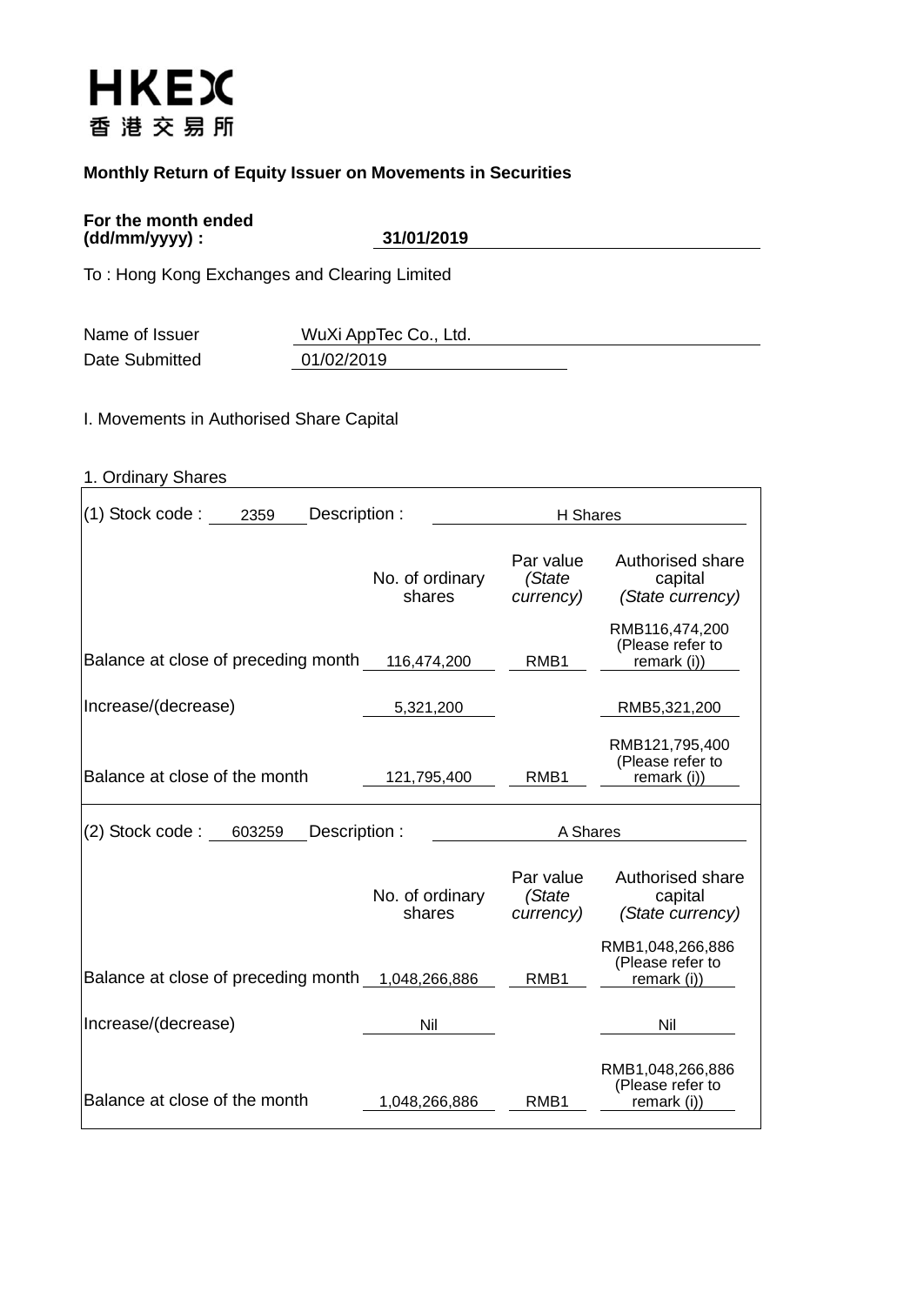HKEX
香港交易所

**Monthly Return of Equity Issuer on Movements in Securities**

**For the month ended (dd/mm/yyyy) :** **31/01/2019**

To : Hong Kong Exchanges and Clearing Limited

Name of Issuer: WuXi AppTec Co., Ltd.

Date Submitted: 01/02/2019

I. Movements in Authorised Share Capital

1. Ordinary Shares

(1) Stock code : 2359 Description : H Shares

| | No. of ordinary shares | Par value *(State currency)* | Authorised share capital *(State currency)* |
|---|---|---|---|
| Balance at close of preceding month | 116,474,200 | RMB1 | RMB116,474,200 (Please refer to remark (i)) |
| Increase/(decrease) | 5,321,200 | | RMB5,321,200 |
| Balance at close of the month | 121,795,400 | RMB1 | RMB121,795,400 (Please refer to remark (i)) |

(2) Stock code : 603259 Description : A Shares

| | No. of ordinary shares | Par value *(State currency)* | Authorised share capital *(State currency)* |
|---|---|---|---|
| Balance at close of preceding month | 1,048,266,886 | RMB1 | RMB1,048,266,886 (Please refer to remark (i)) |
| Increase/(decrease) | Nil | | Nil |
| Balance at close of the month | 1,048,266,886 | RMB1 | RMB1,048,266,886 (Please refer to remark (i)) |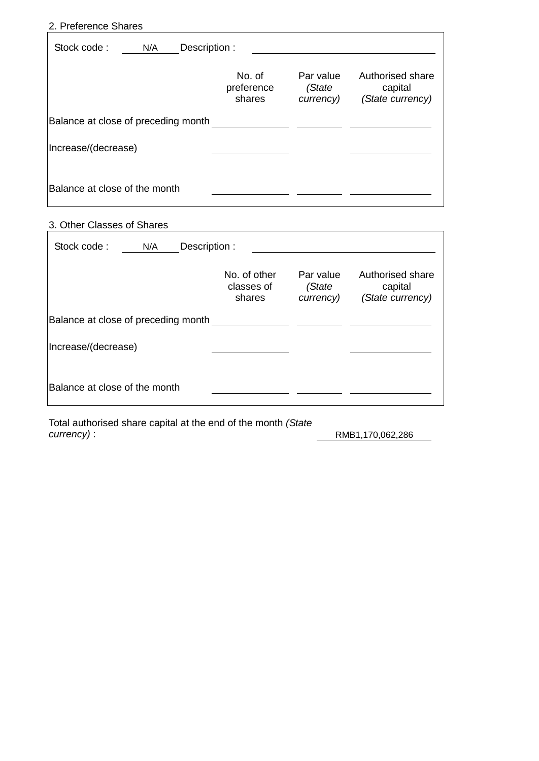2. Preference Shares

Stock code : N/A Description :

| | No. of preference shares | Par value *(State currency)* | Authorised share capital *(State currency)* |
|---|---|---|---|
| Balance at close of preceding month | | | |
| Increase/(decrease) | | | |
| Balance at close of the month | | | |

3. Other Classes of Shares

Stock code : N/A Description :

| | No. of other classes of shares | Par value *(State currency)* | Authorised share capital *(State currency)* |
|---|---|---|---|
| Balance at close of preceding month | | | |
| Increase/(decrease) | | | |
| Balance at close of the month | | | |

Total authorised share capital at the end of the month *(State currency)* : RMB1,170,062,286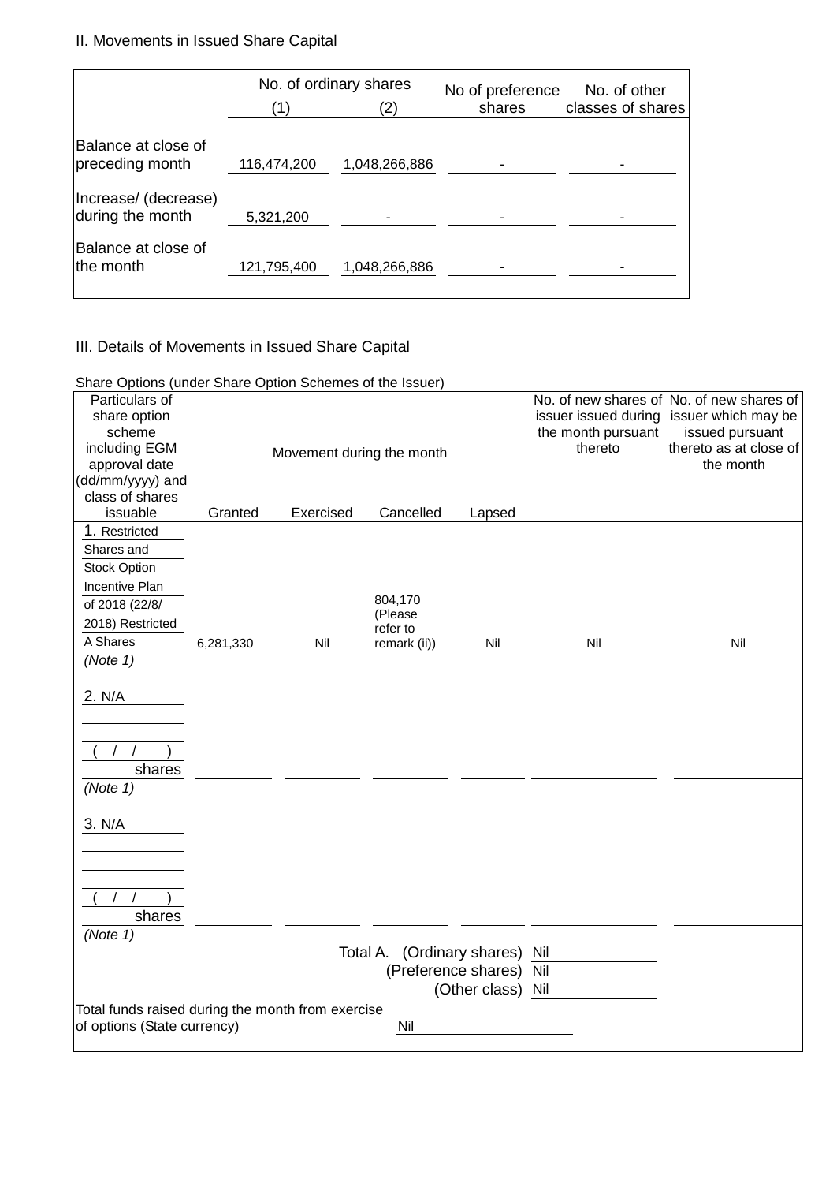## II. Movements in Issued Share Capital

| | No. of ordinary shares (1) | No. of ordinary shares (2) | No of preference shares | No. of other classes of shares |
|---|---|---|---|---|
| Balance at close of preceding month | 116,474,200 | 1,048,266,886 | - | - |
| Increase/ (decrease) during the month | 5,321,200 | - | - | - |
| Balance at close of the month | 121,795,400 | 1,048,266,886 | - | - |

## III. Details of Movements in Issued Share Capital

Share Options (under Share Option Schemes of the Issuer)

| Particulars of share option scheme including EGM approval date (dd/mm/yyyy) and class of shares issuable | Movement during the month | | | | No. of new shares of issuer issued during the month pursuant thereto | No. of new shares of issuer which may be issued pursuant thereto as at close of the month |
|---|---|---|---|---|---|---|
| | Granted | Exercised | Cancelled | Lapsed | | |
| 1. Restricted Shares and Stock Option Incentive Plan of 2018 (22/8/2018) Restricted A Shares (Note 1) | 6,281,330 | Nil | 804,170 (Please refer to remark (ii)) | Nil | Nil | Nil |
| 2. N/A ( / / ) shares (Note 1) | | | | | | |
| 3. N/A ( / / ) shares (Note 1) | | | | | | |

Total A. (Ordinary shares) Nil

(Preference shares) Nil

(Other class) Nil

Total funds raised during the month from exercise of options (State currency) Nil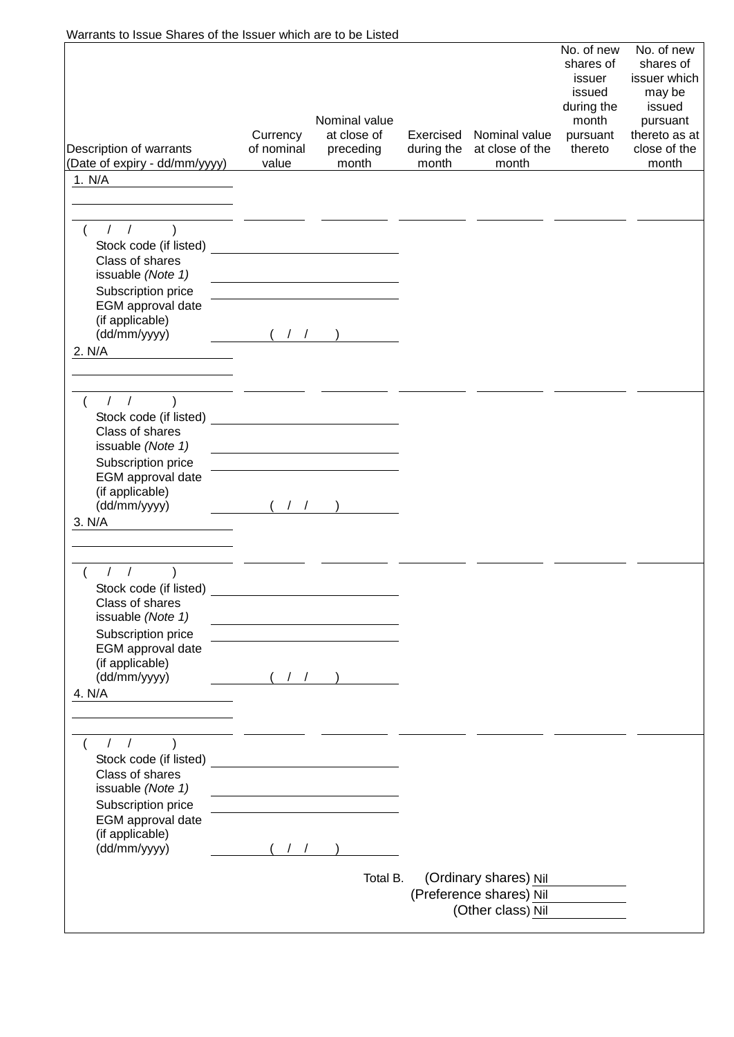Warrants to Issue Shares of the Issuer which are to be Listed

| Description of warrants (Date of expiry - dd/mm/yyyy) | Currency of nominal value | Nominal value at close of preceding month | Exercised during the month | Nominal value at close of the month | No. of new shares of issuer issued during the month pursuant thereto | No. of new shares of issuer which may be issued pursuant thereto as at close of the month |
|---|---|---|---|---|---|---|
| 1. N/A ( / / ) | | | | | | |
| Stock code (if listed) | | | | | | |
| Class of shares issuable *(Note 1)* | | | | | | |
| Subscription price | | | | | | |
| EGM approval date (if applicable) (dd/mm/yyyy) | ( / / ) | | | | | |
| 2. N/A ( / / ) | | | | | | |
| Stock code (if listed) | | | | | | |
| Class of shares issuable *(Note 1)* | | | | | | |
| Subscription price | | | | | | |
| EGM approval date (if applicable) (dd/mm/yyyy) | ( / / ) | | | | | |
| 3. N/A ( / / ) | | | | | | |
| Stock code (if listed) | | | | | | |
| Class of shares issuable *(Note 1)* | | | | | | |
| Subscription price | | | | | | |
| EGM approval date (if applicable) (dd/mm/yyyy) | ( / / ) | | | | | |
| 4. N/A ( / / ) | | | | | | |
| Stock code (if listed) | | | | | | |
| Class of shares issuable *(Note 1)* | | | | | | |
| Subscription price | | | | | | |
| EGM approval date (if applicable) (dd/mm/yyyy) | ( / / ) | | | | | |

Total B. (Ordinary shares) Nil
(Preference shares) Nil
(Other class) Nil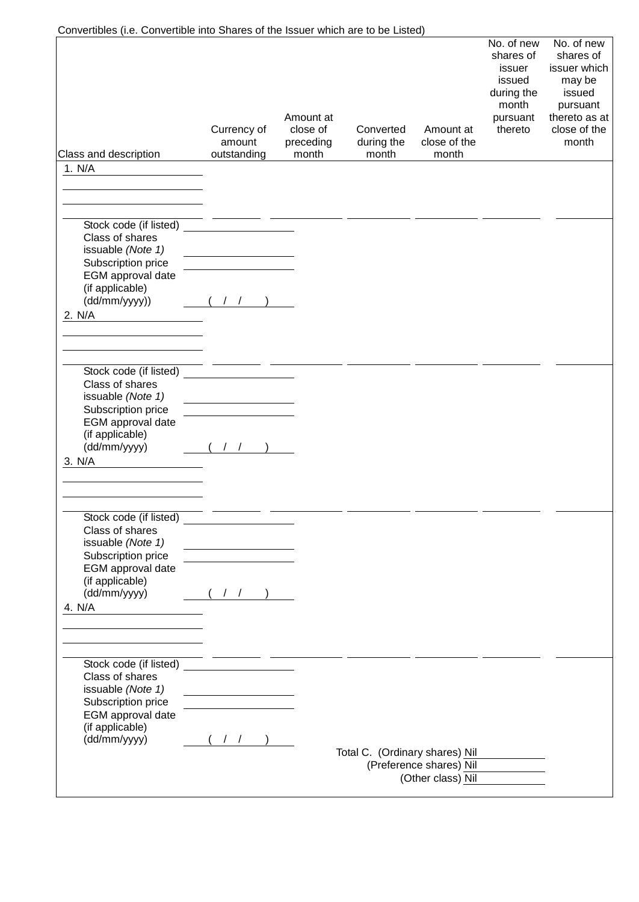Convertibles (i.e. Convertible into Shares of the Issuer which are to be Listed)

| Class and description | Currency of amount outstanding | Amount at close of preceding month | Converted during the month | Amount at close of the month | No. of new shares of issuer issued during the month pursuant thereto | No. of new shares of issuer which may be issued pursuant thereto as at close of the month |
|---|---|---|---|---|---|---|
| 1. N/A | | | | | | |
| Stock code (if listed) | | | | | | |
| Class of shares issuable *(Note 1)* | | | | | | |
| Subscription price | | | | | | |
| EGM approval date (if applicable) (dd/mm/yyyy)) | ( / / ) | | | | | |
| 2. N/A | | | | | | |
| Stock code (if listed) | | | | | | |
| Class of shares issuable *(Note 1)* | | | | | | |
| Subscription price | | | | | | |
| EGM approval date (if applicable) (dd/mm/yyyy) | ( / / ) | | | | | |
| 3. N/A | | | | | | |
| Stock code (if listed) | | | | | | |
| Class of shares issuable *(Note 1)* | | | | | | |
| Subscription price | | | | | | |
| EGM approval date (if applicable) (dd/mm/yyyy) | ( / / ) | | | | | |
| 4. N/A | | | | | | |
| Stock code (if listed) | | | | | | |
| Class of shares issuable *(Note 1)* | | | | | | |
| Subscription price | | | | | | |
| EGM approval date (if applicable) (dd/mm/yyyy) | ( / / ) | | | | | |

Total C. (Ordinary shares) Nil
(Preference shares) Nil
(Other class) Nil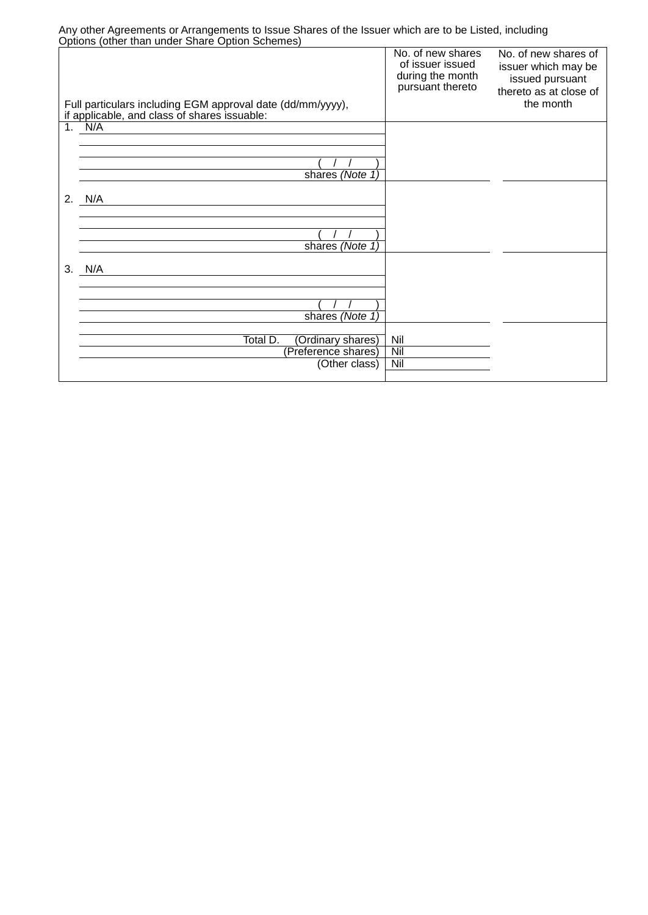Any other Agreements or Arrangements to Issue Shares of the Issuer which are to be Listed, including Options (other than under Share Option Schemes)

| Full particulars including EGM approval date (dd/mm/yyyy), if applicable, and class of shares issuable: | No. of new shares of issuer issued during the month pursuant thereto | No. of new shares of issuer which may be issued pursuant thereto as at close of the month |
|---|---|---|
| 1. N/A<br>( / / )<br>shares *(Note 1)* | | |
| 2. N/A<br>( / / )<br>shares *(Note 1)* | | |
| 3. N/A<br>( / / )<br>shares *(Note 1)* | | |
| Total D. (Ordinary shares) | Nil | |
| (Preference shares) | Nil | |
| (Other class) | Nil | |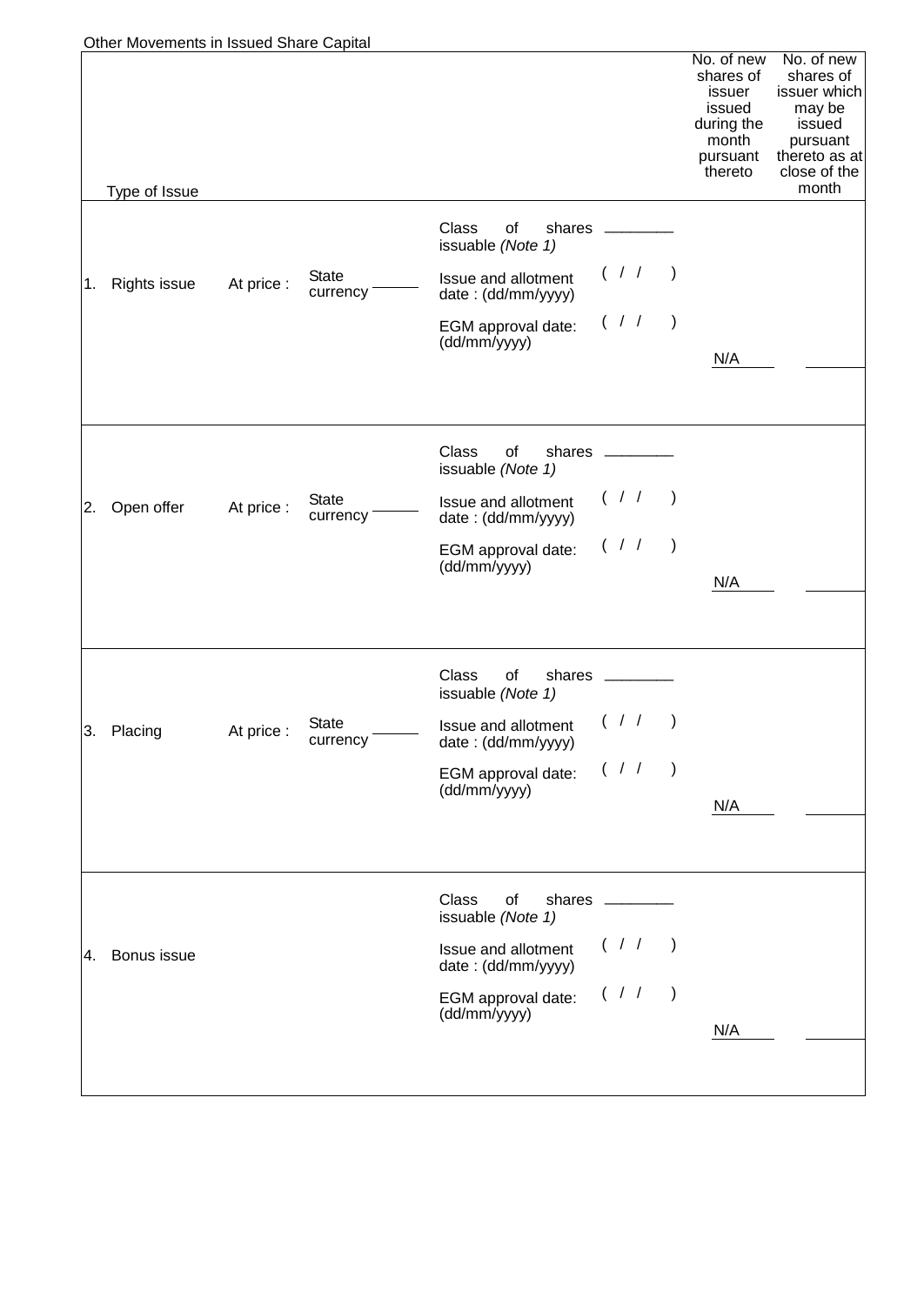Other Movements in Issued Share Capital

| Type of Issue | | | | | No. of new shares of issuer issued during the month pursuant thereto | No. of new shares of issuer which may be issued pursuant thereto as at close of the month |
|---|---|---|---|---|---|---|
| 1. Rights issue | At price : | State currency ______ | Class of shares issuable *(Note 1)* ________ | | | |
| | | | Issue and allotment date : (dd/mm/yyyy) | ( / / ) | | |
| | | | EGM approval date: (dd/mm/yyyy) | ( / / ) | N/A | ______ |
| 2. Open offer | At price : | State currency ______ | Class of shares issuable *(Note 1)* ________ | | | |
| | | | Issue and allotment date : (dd/mm/yyyy) | ( / / ) | | |
| | | | EGM approval date: (dd/mm/yyyy) | ( / / ) | N/A | ______ |
| 3. Placing | At price : | State currency ______ | Class of shares issuable *(Note 1)* ________ | | | |
| | | | Issue and allotment date : (dd/mm/yyyy) | ( / / ) | | |
| | | | EGM approval date: (dd/mm/yyyy) | ( / / ) | N/A | ______ |
| 4. Bonus issue | | | Class of shares issuable *(Note 1)* ________ | | | |
| | | | Issue and allotment date : (dd/mm/yyyy) | ( / / ) | | |
| | | | EGM approval date: (dd/mm/yyyy) | ( / / ) | N/A | ______ |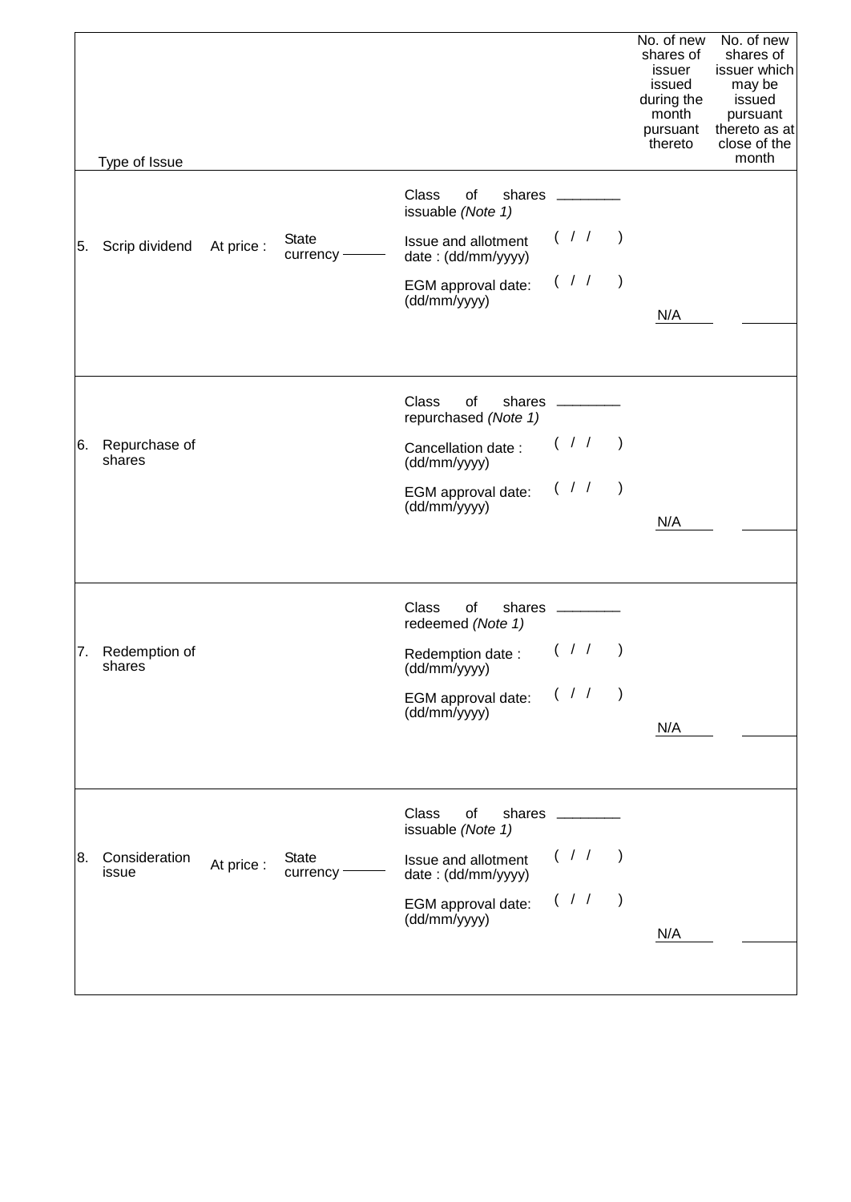| Type of Issue | | | | | No. of new shares of issuer issued during the month pursuant thereto | No. of new shares of issuer which may be issued pursuant thereto as at close of the month |
|---|---|---|---|---|---|---|
| 5. Scrip dividend | At price : | State currency ______ | Class of shares issuable *(Note 1)*<br>Issue and allotment date : (dd/mm/yyyy)<br>EGM approval date: (dd/mm/yyyy) | ________<br>( / / )<br>( / / ) | | N/A |
| 6. Repurchase of shares | | | Class of shares repurchased *(Note 1)*<br>Cancellation date : (dd/mm/yyyy)<br>EGM approval date: (dd/mm/yyyy) | ________<br>( / / )<br>( / / ) | | N/A |
| 7. Redemption of shares | | | Class of shares redeemed *(Note 1)*<br>Redemption date : (dd/mm/yyyy)<br>EGM approval date: (dd/mm/yyyy) | ________<br>( / / )<br>( / / ) | | N/A |
| 8. Consideration issue | At price : | State currency ______ | Class of shares issuable *(Note 1)*<br>Issue and allotment date : (dd/mm/yyyy)<br>EGM approval date: (dd/mm/yyyy) | ________<br>( / / )<br>( / / ) | | N/A |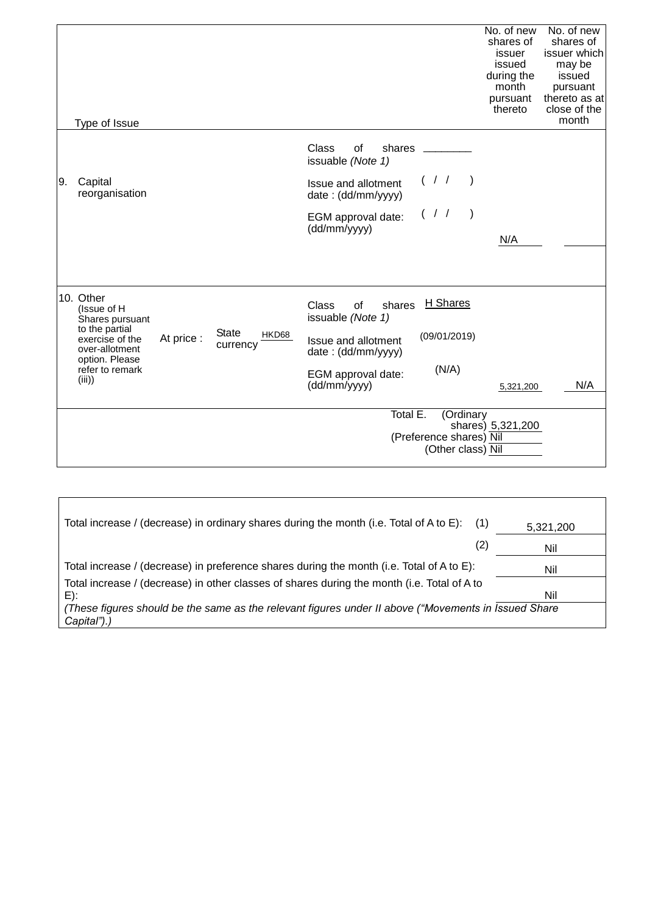| Type of Issue | | | | No. of new shares of issuer issued during the month pursuant thereto | No. of new shares of issuer which may be issued pursuant thereto as at close of the month |
|---|---|---|---|---|---|
| 9. Capital reorganisation | | | Class of shares issuable *(Note 1)* ________<br>Issue and allotment date : (dd/mm/yyyy) ( / / )<br>EGM approval date: (dd/mm/yyyy) ( / / ) | N/A | |
| 10. Other (Issue of H Shares pursuant to the partial exercise of the over-allotment option. Please refer to remark (iii)) | At price : | State currency HKD68 | Class of shares issuable *(Note 1)* H Shares<br>Issue and allotment date : (dd/mm/yyyy) (09/01/2019)<br>EGM approval date: (dd/mm/yyyy) (N/A) | 5,321,200 | N/A |
| | | | Total E. (Ordinary shares) | 5,321,200 | |
| | | | (Preference shares) | Nil | |
| | | | (Other class) | Nil | |

| | | |
|---|---|---|
| Total increase / (decrease) in ordinary shares during the month (i.e. Total of A to E): | (1) | 5,321,200 |
| | (2) | Nil |
| Total increase / (decrease) in preference shares during the month (i.e. Total of A to E): | | Nil |
| Total increase / (decrease) in other classes of shares during the month (i.e. Total of A to E): | | Nil |

*(These figures should be the same as the relevant figures under II above ("Movements in Issued Share Capital").)*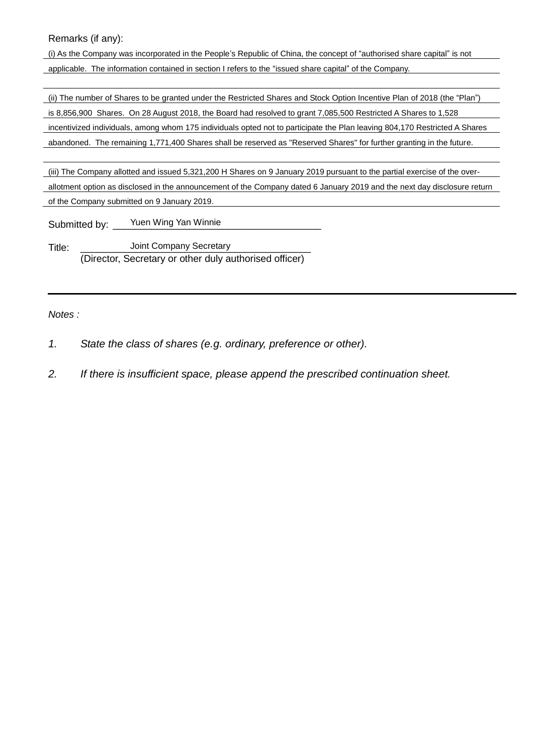Remarks (if any):

(i) As the Company was incorporated in the People's Republic of China, the concept of "authorised share capital" is not applicable. The information contained in section I refers to the "issued share capital" of the Company.

(ii) The number of Shares to be granted under the Restricted Shares and Stock Option Incentive Plan of 2018 (the "Plan") is 8,856,900 Shares. On 28 August 2018, the Board had resolved to grant 7,085,500 Restricted A Shares to 1,528 incentivized individuals, among whom 175 individuals opted not to participate the Plan leaving 804,170 Restricted A Shares abandoned. The remaining 1,771,400 Shares shall be reserved as "Reserved Shares" for further granting in the future.

(iii) The Company allotted and issued 5,321,200 H Shares on 9 January 2019 pursuant to the partial exercise of the over-allotment option as disclosed in the announcement of the Company dated 6 January 2019 and the next day disclosure return of the Company submitted on 9 January 2019.

Submitted by: Yuen Wing Yan Winnie

Title: Joint Company Secretary
(Director, Secretary or other duly authorised officer)

---

*Notes :*

1. *State the class of shares (e.g. ordinary, preference or other).*
2. *If there is insufficient space, please append the prescribed continuation sheet.*